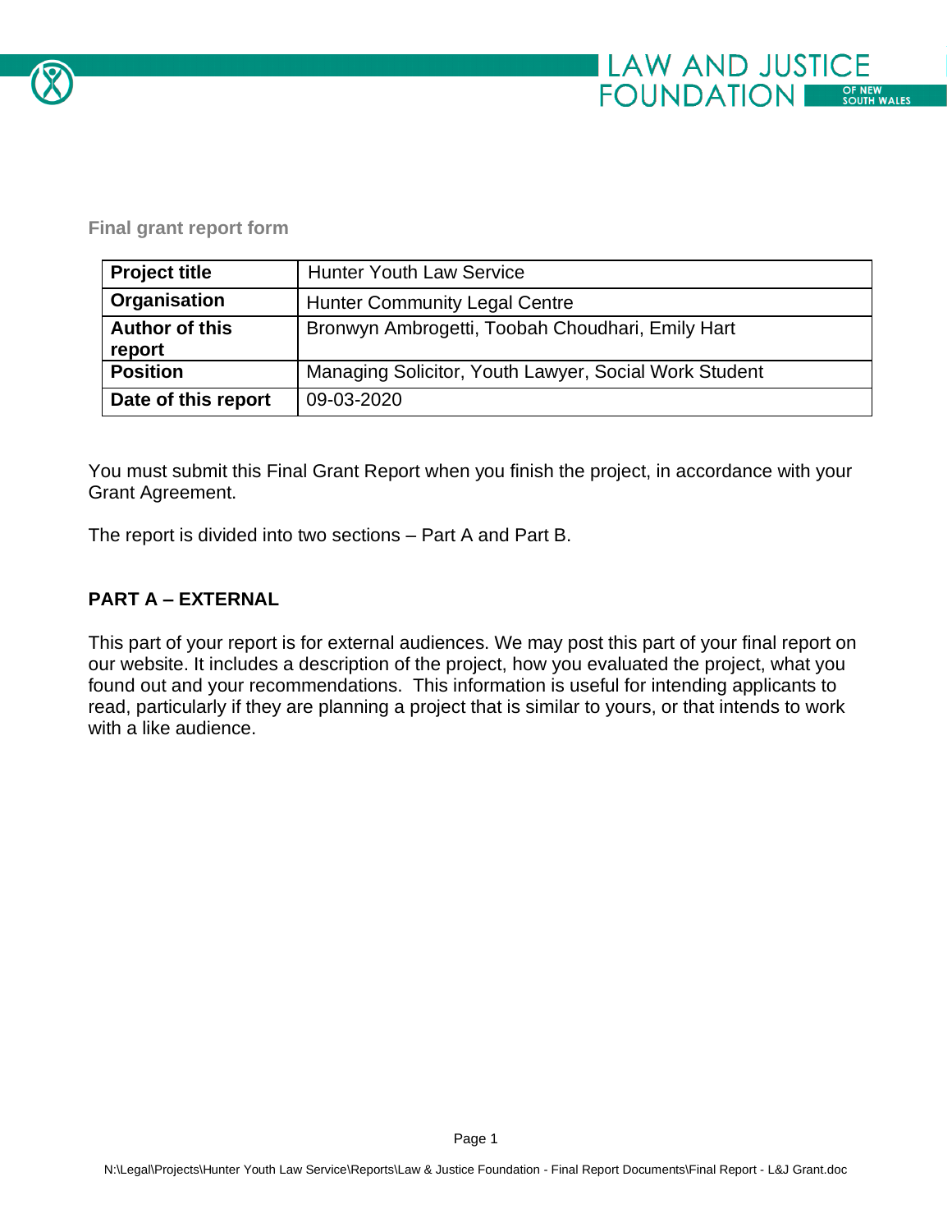LAW AND JUSTICE FOUNDATION OF NEW SOUTH WALES

**Final grant report form**

| **Project title** | Hunter Youth Law Service |
| --- | --- |
| **Organisation** | Hunter Community Legal Centre |
| **Author of this report** | Bronwyn Ambrogetti, Toobah Choudhari, Emily Hart |
| **Position** | Managing Solicitor, Youth Lawyer, Social Work Student |
| **Date of this report** | 09-03-2020 |

You must submit this Final Grant Report when you finish the project, in accordance with your Grant Agreement.

The report is divided into two sections – Part A and Part B.

## PART A – EXTERNAL

This part of your report is for external audiences. We may post this part of your final report on our website. It includes a description of the project, how you evaluated the project, what you found out and your recommendations. This information is useful for intending applicants to read, particularly if they are planning a project that is similar to yours, or that intends to work with a like audience.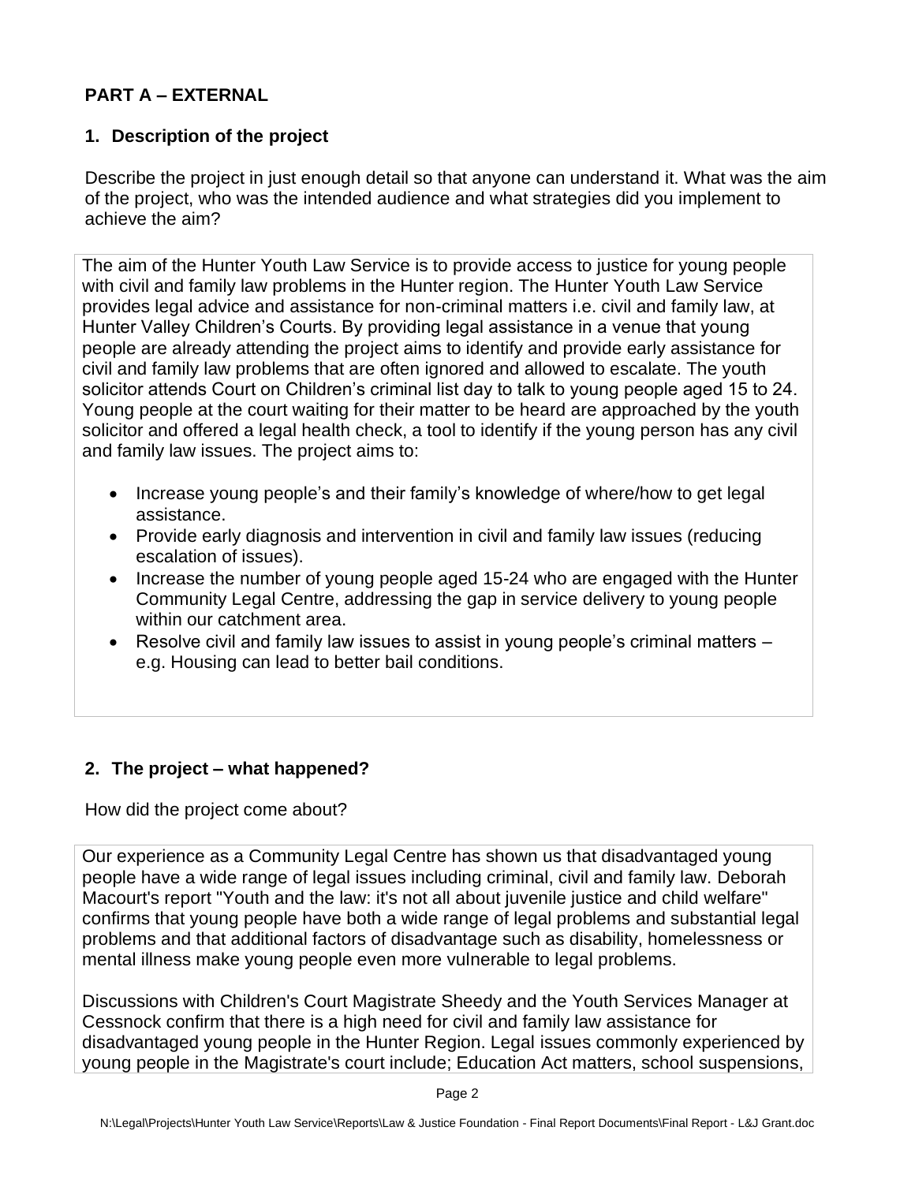## PART A – EXTERNAL

### 1. Description of the project

Describe the project in just enough detail so that anyone can understand it. What was the aim of the project, who was the intended audience and what strategies did you implement to achieve the aim?

The aim of the Hunter Youth Law Service is to provide access to justice for young people with civil and family law problems in the Hunter region. The Hunter Youth Law Service provides legal advice and assistance for non-criminal matters i.e. civil and family law, at Hunter Valley Children's Courts. By providing legal assistance in a venue that young people are already attending the project aims to identify and provide early assistance for civil and family law problems that are often ignored and allowed to escalate. The youth solicitor attends Court on Children's criminal list day to talk to young people aged 15 to 24. Young people at the court waiting for their matter to be heard are approached by the youth solicitor and offered a legal health check, a tool to identify if the young person has any civil and family law issues. The project aims to:

- Increase young people's and their family's knowledge of where/how to get legal assistance.
- Provide early diagnosis and intervention in civil and family law issues (reducing escalation of issues).
- Increase the number of young people aged 15-24 who are engaged with the Hunter Community Legal Centre, addressing the gap in service delivery to young people within our catchment area.
- Resolve civil and family law issues to assist in young people's criminal matters – e.g. Housing can lead to better bail conditions.

### 2. The project – what happened?

How did the project come about?

Our experience as a Community Legal Centre has shown us that disadvantaged young people have a wide range of legal issues including criminal, civil and family law. Deborah Macourt's report "Youth and the law: it's not all about juvenile justice and child welfare" confirms that young people have both a wide range of legal problems and substantial legal problems and that additional factors of disadvantage such as disability, homelessness or mental illness make young people even more vulnerable to legal problems.

Discussions with Children's Court Magistrate Sheedy and the Youth Services Manager at Cessnock confirm that there is a high need for civil and family law assistance for disadvantaged young people in the Hunter Region. Legal issues commonly experienced by young people in the Magistrate's court include; Education Act matters, school suspensions,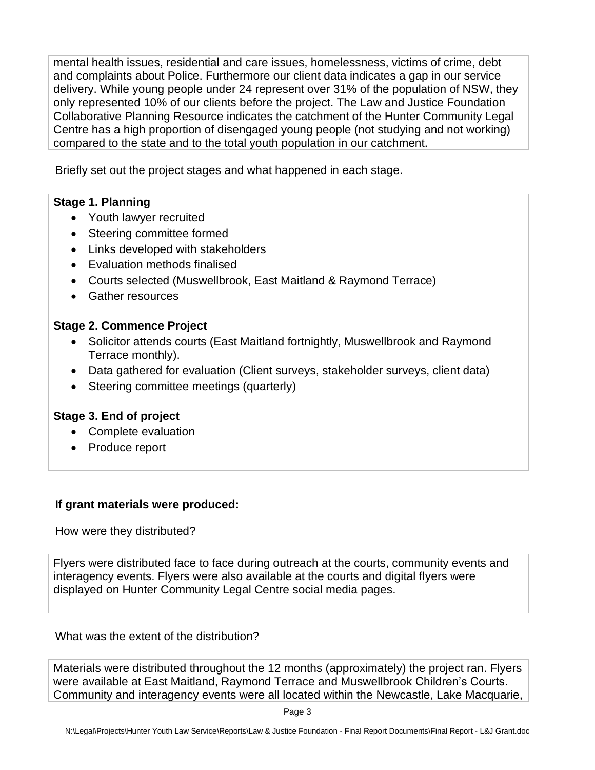mental health issues, residential and care issues, homelessness, victims of crime, debt and complaints about Police. Furthermore our client data indicates a gap in our service delivery. While young people under 24 represent over 31% of the population of NSW, they only represented 10% of our clients before the project. The Law and Justice Foundation Collaborative Planning Resource indicates the catchment of the Hunter Community Legal Centre has a high proportion of disengaged young people (not studying and not working) compared to the state and to the total youth population in our catchment.

Briefly set out the project stages and what happened in each stage.

**Stage 1. Planning**

- Youth lawyer recruited
- Steering committee formed
- Links developed with stakeholders
- Evaluation methods finalised
- Courts selected (Muswellbrook, East Maitland & Raymond Terrace)
- Gather resources

**Stage 2. Commence Project**

- Solicitor attends courts (East Maitland fortnightly, Muswellbrook and Raymond Terrace monthly).
- Data gathered for evaluation (Client surveys, stakeholder surveys, client data)
- Steering committee meetings (quarterly)

**Stage 3. End of project**

- Complete evaluation
- Produce report

**If grant materials were produced:**

How were they distributed?

Flyers were distributed face to face during outreach at the courts, community events and interagency events. Flyers were also available at the courts and digital flyers were displayed on Hunter Community Legal Centre social media pages.

What was the extent of the distribution?

Materials were distributed throughout the 12 months (approximately) the project ran. Flyers were available at East Maitland, Raymond Terrace and Muswellbrook Children's Courts. Community and interagency events were all located within the Newcastle, Lake Macquarie,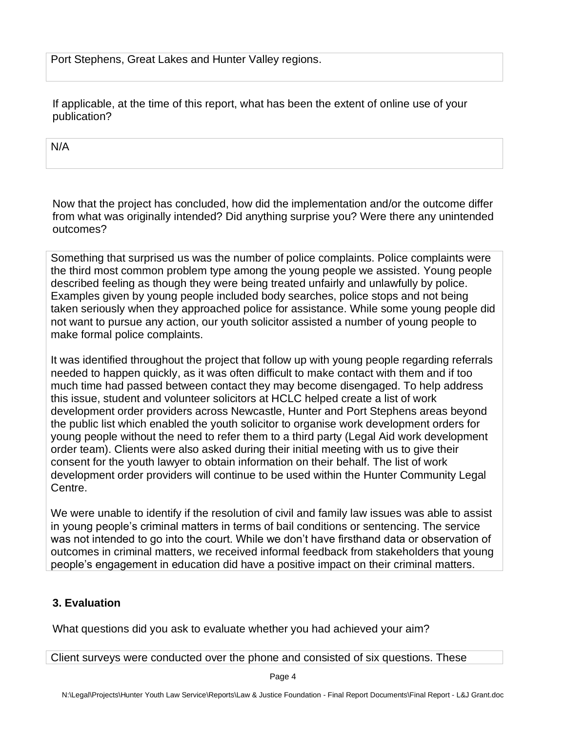Port Stephens, Great Lakes and Hunter Valley regions.

If applicable, at the time of this report, what has been the extent of online use of your publication?

N/A

Now that the project has concluded, how did the implementation and/or the outcome differ from what was originally intended? Did anything surprise you? Were there any unintended outcomes?

Something that surprised us was the number of police complaints. Police complaints were the third most common problem type among the young people we assisted. Young people described feeling as though they were being treated unfairly and unlawfully by police. Examples given by young people included body searches, police stops and not being taken seriously when they approached police for assistance. While some young people did not want to pursue any action, our youth solicitor assisted a number of young people to make formal police complaints.

It was identified throughout the project that follow up with young people regarding referrals needed to happen quickly, as it was often difficult to make contact with them and if too much time had passed between contact they may become disengaged. To help address this issue, student and volunteer solicitors at HCLC helped create a list of work development order providers across Newcastle, Hunter and Port Stephens areas beyond the public list which enabled the youth solicitor to organise work development orders for young people without the need to refer them to a third party (Legal Aid work development order team). Clients were also asked during their initial meeting with us to give their consent for the youth lawyer to obtain information on their behalf. The list of work development order providers will continue to be used within the Hunter Community Legal Centre.

We were unable to identify if the resolution of civil and family law issues was able to assist in young people's criminal matters in terms of bail conditions or sentencing. The service was not intended to go into the court. While we don't have firsthand data or observation of outcomes in criminal matters, we received informal feedback from stakeholders that young people's engagement in education did have a positive impact on their criminal matters.

## 3. Evaluation

What questions did you ask to evaluate whether you had achieved your aim?

Client surveys were conducted over the phone and consisted of six questions. These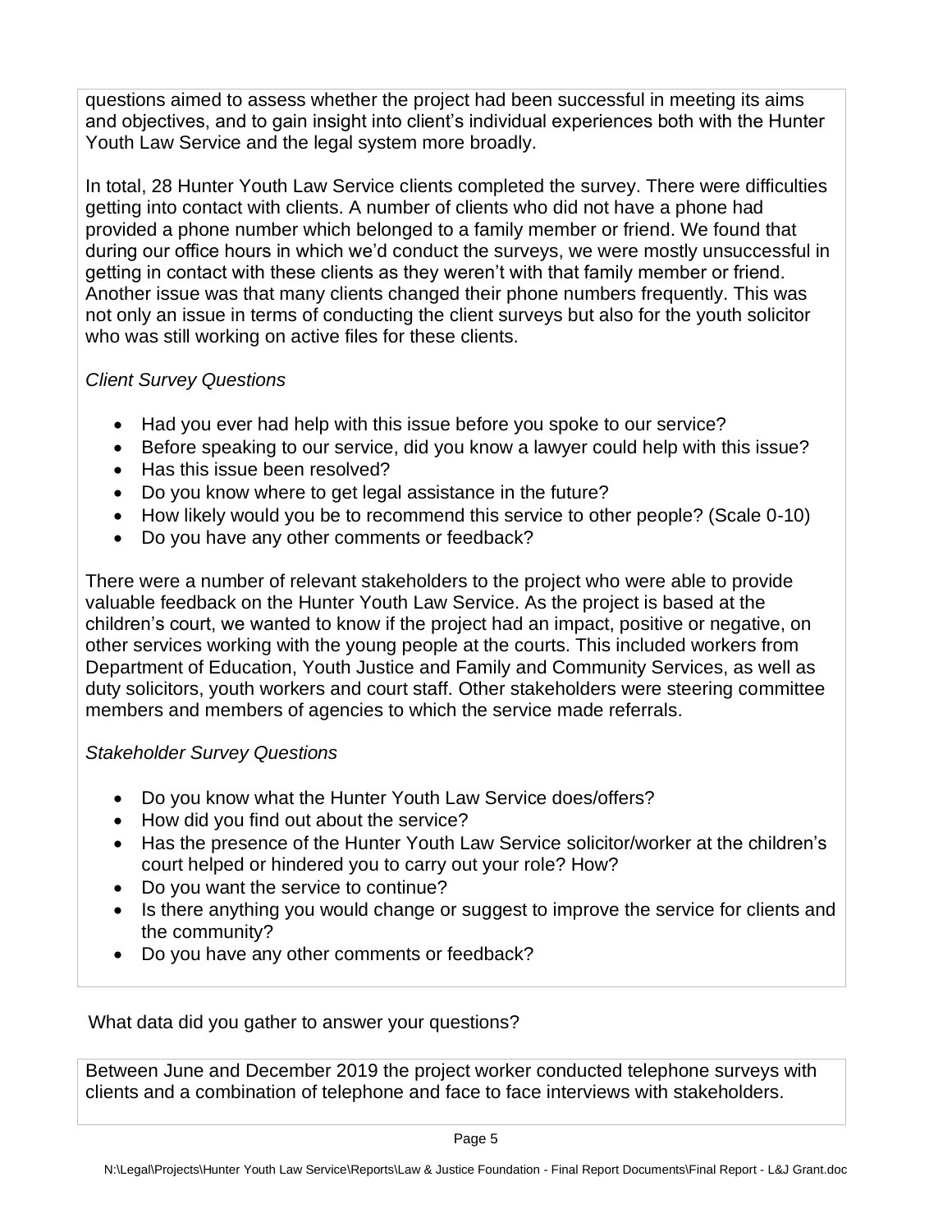questions aimed to assess whether the project had been successful in meeting its aims and objectives, and to gain insight into client's individual experiences both with the Hunter Youth Law Service and the legal system more broadly.

In total, 28 Hunter Youth Law Service clients completed the survey. There were difficulties getting into contact with clients. A number of clients who did not have a phone had provided a phone number which belonged to a family member or friend. We found that during our office hours in which we'd conduct the surveys, we were mostly unsuccessful in getting in contact with these clients as they weren't with that family member or friend. Another issue was that many clients changed their phone numbers frequently. This was not only an issue in terms of conducting the client surveys but also for the youth solicitor who was still working on active files for these clients.

*Client Survey Questions*

- Had you ever had help with this issue before you spoke to our service?
- Before speaking to our service, did you know a lawyer could help with this issue?
- Has this issue been resolved?
- Do you know where to get legal assistance in the future?
- How likely would you be to recommend this service to other people? (Scale 0-10)
- Do you have any other comments or feedback?

There were a number of relevant stakeholders to the project who were able to provide valuable feedback on the Hunter Youth Law Service. As the project is based at the children's court, we wanted to know if the project had an impact, positive or negative, on other services working with the young people at the courts. This included workers from Department of Education, Youth Justice and Family and Community Services, as well as duty solicitors, youth workers and court staff. Other stakeholders were steering committee members and members of agencies to which the service made referrals.

*Stakeholder Survey Questions*

- Do you know what the Hunter Youth Law Service does/offers?
- How did you find out about the service?
- Has the presence of the Hunter Youth Law Service solicitor/worker at the children's court helped or hindered you to carry out your role? How?
- Do you want the service to continue?
- Is there anything you would change or suggest to improve the service for clients and the community?
- Do you have any other comments or feedback?

What data did you gather to answer your questions?

Between June and December 2019 the project worker conducted telephone surveys with clients and a combination of telephone and face to face interviews with stakeholders.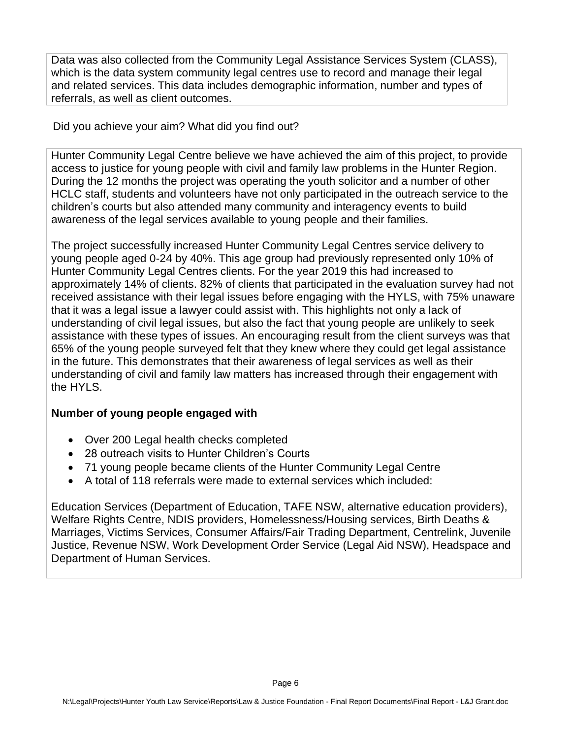Data was also collected from the Community Legal Assistance Services System (CLASS), which is the data system community legal centres use to record and manage their legal and related services. This data includes demographic information, number and types of referrals, as well as client outcomes.

Did you achieve your aim? What did you find out?

Hunter Community Legal Centre believe we have achieved the aim of this project, to provide access to justice for young people with civil and family law problems in the Hunter Region. During the 12 months the project was operating the youth solicitor and a number of other HCLC staff, students and volunteers have not only participated in the outreach service to the children's courts but also attended many community and interagency events to build awareness of the legal services available to young people and their families.

The project successfully increased Hunter Community Legal Centres service delivery to young people aged 0-24 by 40%. This age group had previously represented only 10% of Hunter Community Legal Centres clients. For the year 2019 this had increased to approximately 14% of clients. 82% of clients that participated in the evaluation survey had not received assistance with their legal issues before engaging with the HYLS, with 75% unaware that it was a legal issue a lawyer could assist with. This highlights not only a lack of understanding of civil legal issues, but also the fact that young people are unlikely to seek assistance with these types of issues. An encouraging result from the client surveys was that 65% of the young people surveyed felt that they knew where they could get legal assistance in the future. This demonstrates that their awareness of legal services as well as their understanding of civil and family law matters has increased through their engagement with the HYLS.

**Number of young people engaged with**

- Over 200 Legal health checks completed
- 28 outreach visits to Hunter Children's Courts
- 71 young people became clients of the Hunter Community Legal Centre
- A total of 118 referrals were made to external services which included:

Education Services (Department of Education, TAFE NSW, alternative education providers), Welfare Rights Centre, NDIS providers, Homelessness/Housing services, Birth Deaths & Marriages, Victims Services, Consumer Affairs/Fair Trading Department, Centrelink, Juvenile Justice, Revenue NSW, Work Development Order Service (Legal Aid NSW), Headspace and Department of Human Services.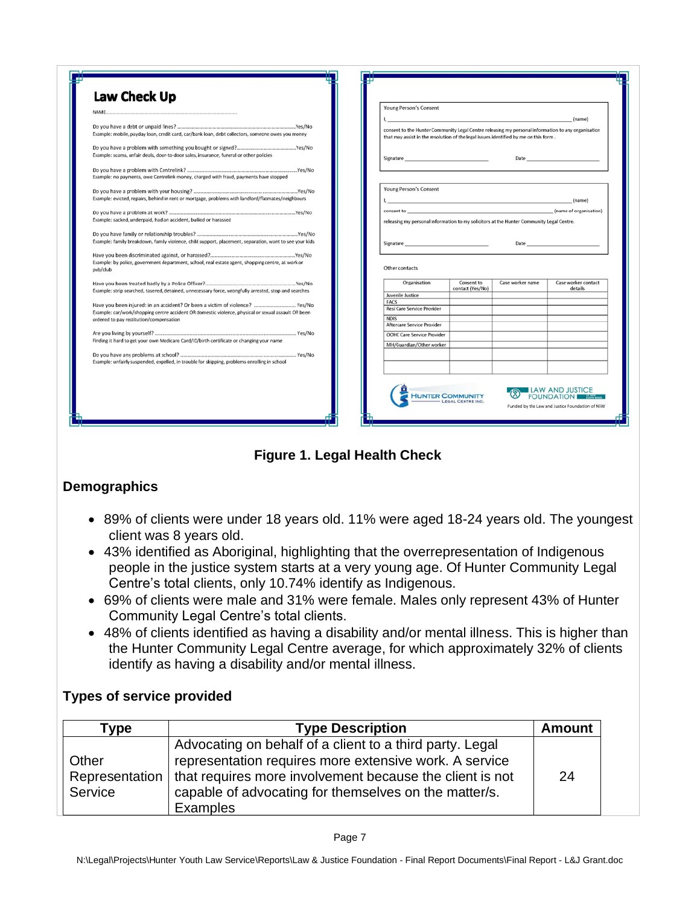## Law Check Up

NAME..............................................................................................

Do you have a debt or unpaid fines? ....................................................................................Yes/No
Example: mobile, payday loan, credit card, car/bank loan, debt collectors, someone owes you money

Do you have a problem with something you bought or signed?............................................Yes/No
Example: scams, unfair deals, door-to-door sales, insurance, funeral or other policies

Do you have a problem with Centrelink? ................................................................................Yes/No
Example: no payments, owe Centrelink money, charged with fraud, payments have stopped

Do you have a problem with your housing? ..........................................................................Yes/No
Example: evicted, repairs, behind in rent or mortgage, problems with landlord/flatmates/neighbours

Do you have a problem at work? ..........................................................................................Yes/No
Example: sacked, underpaid, had an accident, bullied or harassed

Do you have family or relationship troubles? ........................................................................Yes/No
Example: family breakdown, family violence, child support, placement, separation, want to see your kids

Have you been discriminated against, or harassed?.............................................................Yes/No
Example: by police, government department, school, real estate agent, shopping centre, at work or pub/club

Have you been treated badly by a Police Officer?.................................................................Yes/No
Example: strip searched, tasered, detained, unnecessary force, wrongfully arrested, stop and searches

Have you been injured: in an accident? Or been a victim of violence? ............................ Yes/No
Example: car/work/shopping centre accident OR domestic violence, physical or sexual assault OR been ordered to pay restitution/compensation

Are you living by yourself? ................................................................................................ Yes/No
Finding it hard to get your own Medicare Card/ID/birth certificate or changing your name

Do you have any problems at school? ................................................................................ Yes/No
Example: unfairly suspended, expelled, in trouble for skipping, problems enrolling in school

Young Person's Consent

I, ______________________________ (name)

consent to the Hunter Community Legal Centre releasing my personal information to any organisation that may assist in the resolution of the legal issues identified by me on this form.

Signature ______________________ Date ______________________

Young Person's Consent

I, ______________________________ (name)

consent to ______________________________ (name of organisation)

releasing my personal information to my solicitors at the Hunter Community Legal Centre.

Signature ______________________ Date ______________________

Other contacts

| Organisation | Consent to contact (Yes/No) | Case worker name | Case worker contact details |
|---|---|---|---|
| Juvenile Justice | | | |
| FACS | | | |
| Resi Care Service Provider | | | |
| NDIS | | | |
| Aftercare Service Provider | | | |
| OOHC Care Service Provider | | | |
| MH/Guardian/Other worker | | | |
| | | | |
| | | | |

HUNTER COMMUNITY LEGAL CENTRE INC.

LAW AND JUSTICE FOUNDATION

Funded by the Law and Justice Foundation of NSW

**Figure 1. Legal Health Check**

### Demographics

- 89% of clients were under 18 years old. 11% were aged 18-24 years old. The youngest client was 8 years old.
- 43% identified as Aboriginal, highlighting that the overrepresentation of Indigenous people in the justice system starts at a very young age. Of Hunter Community Legal Centre's total clients, only 10.74% identify as Indigenous.
- 69% of clients were male and 31% were female. Males only represent 43% of Hunter Community Legal Centre's total clients.
- 48% of clients identified as having a disability and/or mental illness. This is higher than the Hunter Community Legal Centre average, for which approximately 32% of clients identify as having a disability and/or mental illness.

### Types of service provided

| Type | Type Description | Amount |
|---|---|---|
| Other Representation Service | Advocating on behalf of a client to a third party. Legal representation requires more extensive work. A service that requires more involvement because the client is not capable of advocating for themselves on the matter/s. Examples | 24 |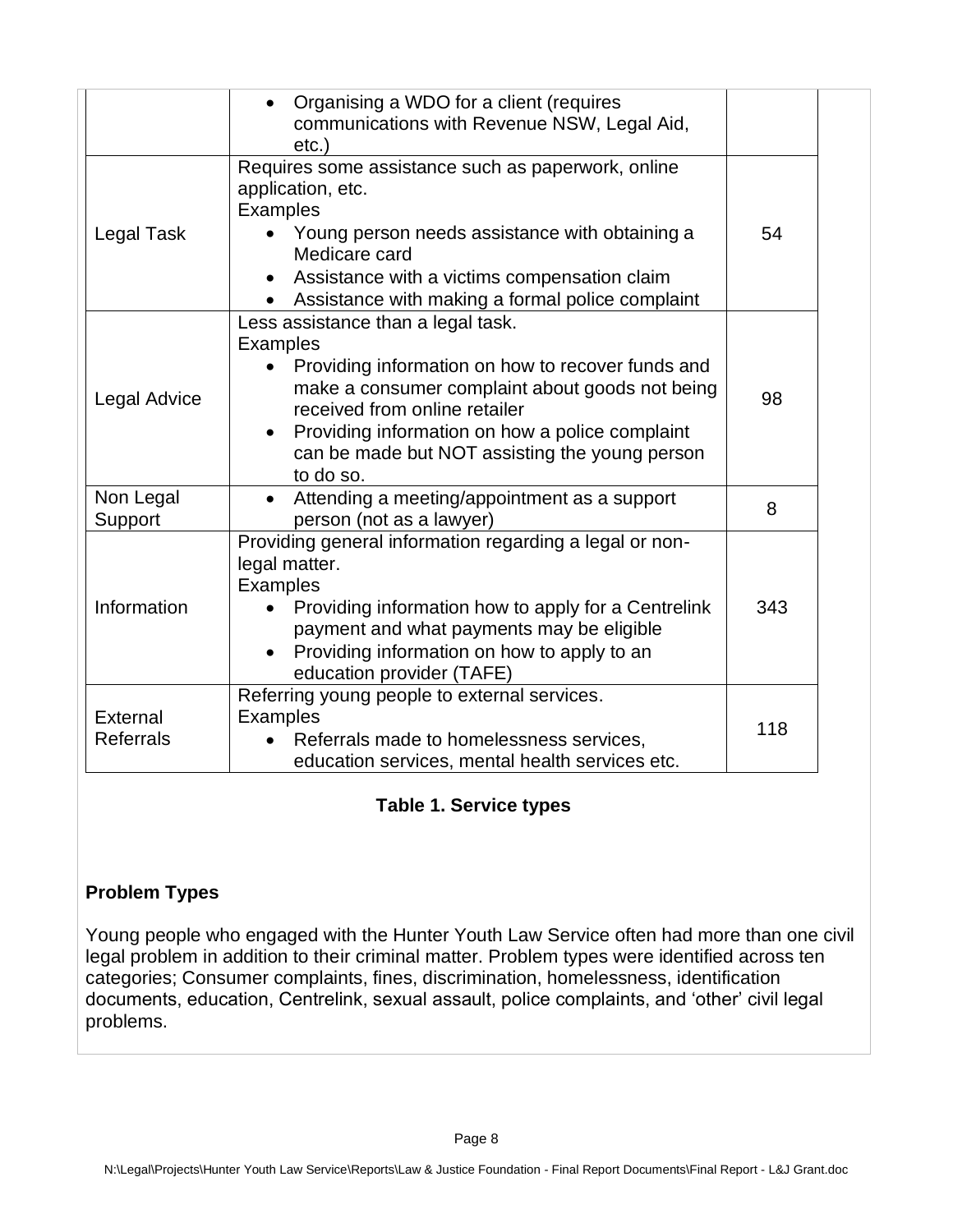| | | |
|---|---|---|
| | • Organising a WDO for a client (requires communications with Revenue NSW, Legal Aid, etc.) | |
| Legal Task | Requires some assistance such as paperwork, online application, etc.<br>Examples<br>• Young person needs assistance with obtaining a Medicare card<br>• Assistance with a victims compensation claim<br>• Assistance with making a formal police complaint | 54 |
| Legal Advice | Less assistance than a legal task.<br>Examples<br>• Providing information on how to recover funds and make a consumer complaint about goods not being received from online retailer<br>• Providing information on how a police complaint can be made but NOT assisting the young person to do so. | 98 |
| Non Legal Support | • Attending a meeting/appointment as a support person (not as a lawyer) | 8 |
| Information | Providing general information regarding a legal or non-legal matter.<br>Examples<br>• Providing information how to apply for a Centrelink payment and what payments may be eligible<br>• Providing information on how to apply to an education provider (TAFE) | 343 |
| External Referrals | Referring young people to external services.<br>Examples<br>• Referrals made to homelessness services, education services, mental health services etc. | 118 |

**Table 1. Service types**

### Problem Types

Young people who engaged with the Hunter Youth Law Service often had more than one civil legal problem in addition to their criminal matter. Problem types were identified across ten categories; Consumer complaints, fines, discrimination, homelessness, identification documents, education, Centrelink, sexual assault, police complaints, and 'other' civil legal problems.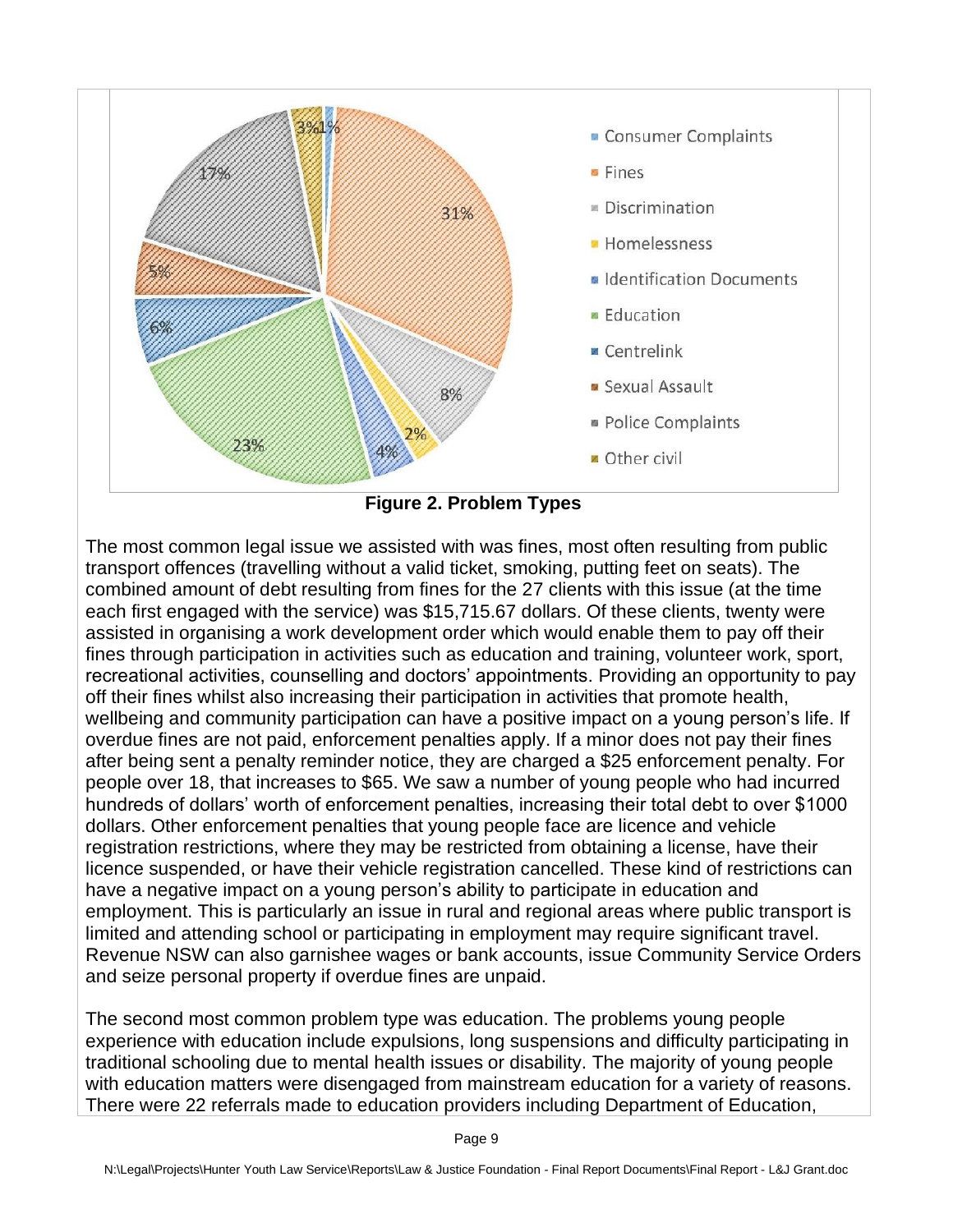Figure 2. Problem Types

The most common legal issue we assisted with was fines, most often resulting from public transport offences (travelling without a valid ticket, smoking, putting feet on seats). The combined amount of debt resulting from fines for the 27 clients with this issue (at the time each first engaged with the service) was $15,715.67 dollars. Of these clients, twenty were assisted in organising a work development order which would enable them to pay off their fines through participation in activities such as education and training, volunteer work, sport, recreational activities, counselling and doctors' appointments. Providing an opportunity to pay off their fines whilst also increasing their participation in activities that promote health, wellbeing and community participation can have a positive impact on a young person's life. If overdue fines are not paid, enforcement penalties apply. If a minor does not pay their fines after being sent a penalty reminder notice, they are charged a $25 enforcement penalty. For people over 18, that increases to $65. We saw a number of young people who had incurred hundreds of dollars' worth of enforcement penalties, increasing their total debt to over $1000 dollars. Other enforcement penalties that young people face are licence and vehicle registration restrictions, where they may be restricted from obtaining a license, have their licence suspended, or have their vehicle registration cancelled. These kind of restrictions can have a negative impact on a young person's ability to participate in education and employment. This is particularly an issue in rural and regional areas where public transport is limited and attending school or participating in employment may require significant travel. Revenue NSW can also garnishee wages or bank accounts, issue Community Service Orders and seize personal property if overdue fines are unpaid.

The second most common problem type was education. The problems young people experience with education include expulsions, long suspensions and difficulty participating in traditional schooling due to mental health issues or disability. The majority of young people with education matters were disengaged from mainstream education for a variety of reasons. There were 22 referrals made to education providers including Department of Education,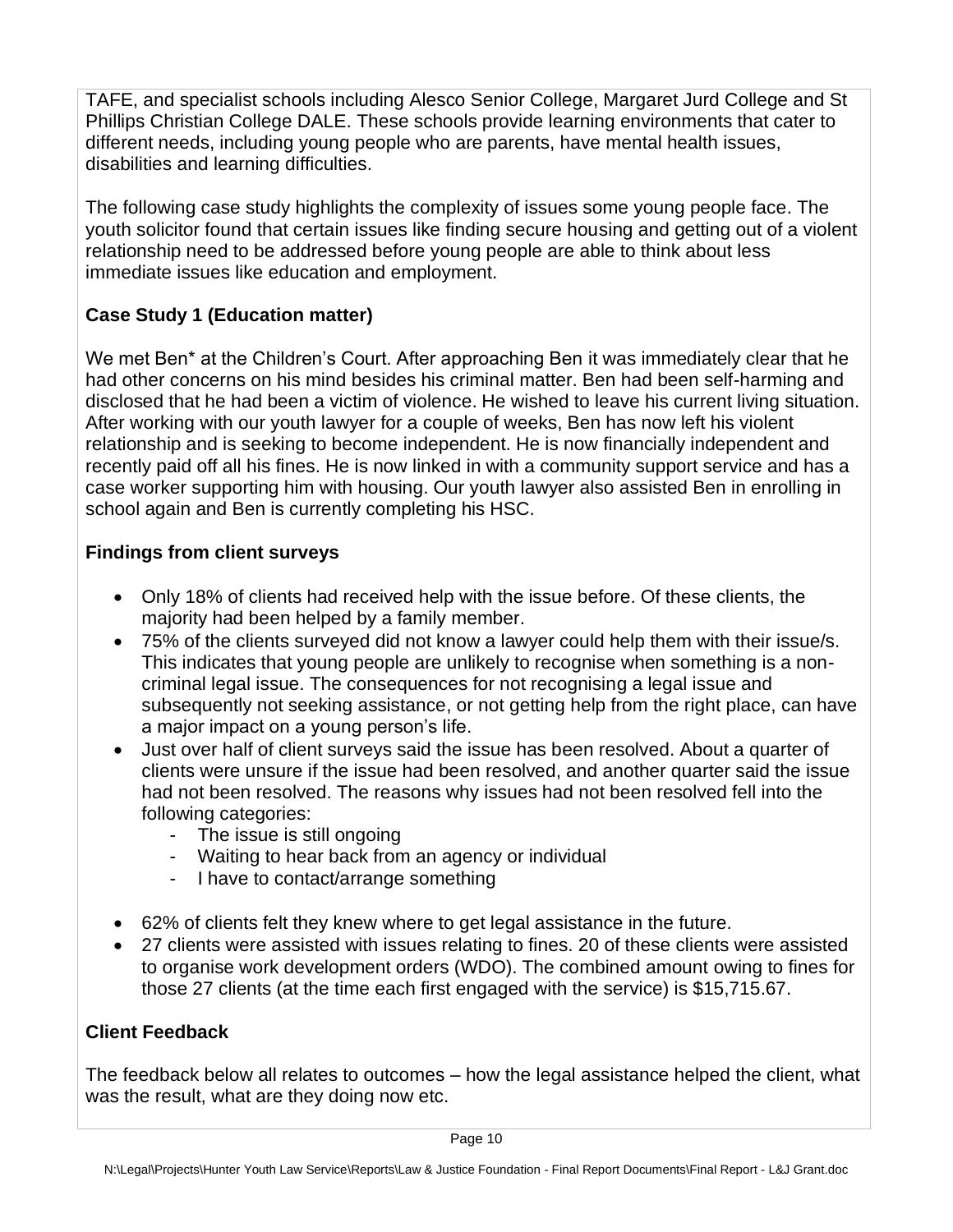TAFE, and specialist schools including Alesco Senior College, Margaret Jurd College and St Phillips Christian College DALE. These schools provide learning environments that cater to different needs, including young people who are parents, have mental health issues, disabilities and learning difficulties.

The following case study highlights the complexity of issues some young people face. The youth solicitor found that certain issues like finding secure housing and getting out of a violent relationship need to be addressed before young people are able to think about less immediate issues like education and employment.

**Case Study 1 (Education matter)**

We met Ben* at the Children's Court. After approaching Ben it was immediately clear that he had other concerns on his mind besides his criminal matter. Ben had been self-harming and disclosed that he had been a victim of violence. He wished to leave his current living situation. After working with our youth lawyer for a couple of weeks, Ben has now left his violent relationship and is seeking to become independent. He is now financially independent and recently paid off all his fines. He is now linked in with a community support service and has a case worker supporting him with housing. Our youth lawyer also assisted Ben in enrolling in school again and Ben is currently completing his HSC.

**Findings from client surveys**

- Only 18% of clients had received help with the issue before. Of these clients, the majority had been helped by a family member.
- 75% of the clients surveyed did not know a lawyer could help them with their issue/s. This indicates that young people are unlikely to recognise when something is a non-criminal legal issue. The consequences for not recognising a legal issue and subsequently not seeking assistance, or not getting help from the right place, can have a major impact on a young person's life.
- Just over half of client surveys said the issue has been resolved. About a quarter of clients were unsure if the issue had been resolved, and another quarter said the issue had not been resolved. The reasons why issues had not been resolved fell into the following categories:
  - The issue is still ongoing
  - Waiting to hear back from an agency or individual
  - I have to contact/arrange something
- 62% of clients felt they knew where to get legal assistance in the future.
- 27 clients were assisted with issues relating to fines. 20 of these clients were assisted to organise work development orders (WDO). The combined amount owing to fines for those 27 clients (at the time each first engaged with the service) is $15,715.67.

**Client Feedback**

The feedback below all relates to outcomes – how the legal assistance helped the client, what was the result, what are they doing now etc.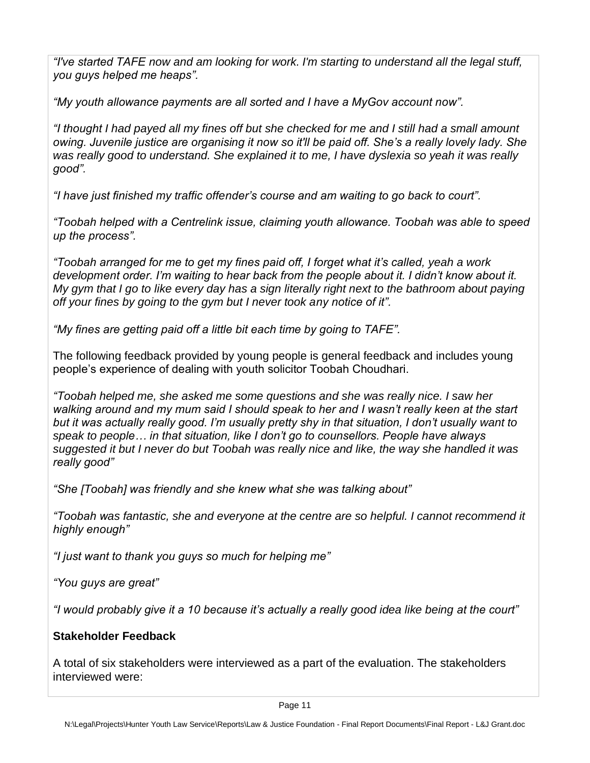*"I've started TAFE now and am looking for work. I'm starting to understand all the legal stuff, you guys helped me heaps".*

*"My youth allowance payments are all sorted and I have a MyGov account now".*

*"I thought I had payed all my fines off but she checked for me and I still had a small amount owing. Juvenile justice are organising it now so it'll be paid off. She's a really lovely lady. She was really good to understand. She explained it to me, I have dyslexia so yeah it was really good".*

*"I have just finished my traffic offender's course and am waiting to go back to court".*

*"Toobah helped with a Centrelink issue, claiming youth allowance. Toobah was able to speed up the process".*

*"Toobah arranged for me to get my fines paid off, I forget what it's called, yeah a work development order. I'm waiting to hear back from the people about it. I didn't know about it. My gym that I go to like every day has a sign literally right next to the bathroom about paying off your fines by going to the gym but I never took any notice of it".*

*"My fines are getting paid off a little bit each time by going to TAFE".*

The following feedback provided by young people is general feedback and includes young people's experience of dealing with youth solicitor Toobah Choudhari.

*"Toobah helped me, she asked me some questions and she was really nice. I saw her walking around and my mum said I should speak to her and I wasn't really keen at the start but it was actually really good. I'm usually pretty shy in that situation, I don't usually want to speak to people… in that situation, like I don't go to counsellors. People have always suggested it but I never do but Toobah was really nice and like, the way she handled it was really good"*

*"She [Toobah] was friendly and she knew what she was talking about"*

*"Toobah was fantastic, she and everyone at the centre are so helpful. I cannot recommend it highly enough"*

*"I just want to thank you guys so much for helping me"*

*"You guys are great"*

*"I would probably give it a 10 because it's actually a really good idea like being at the court"*

**Stakeholder Feedback**

A total of six stakeholders were interviewed as a part of the evaluation. The stakeholders interviewed were: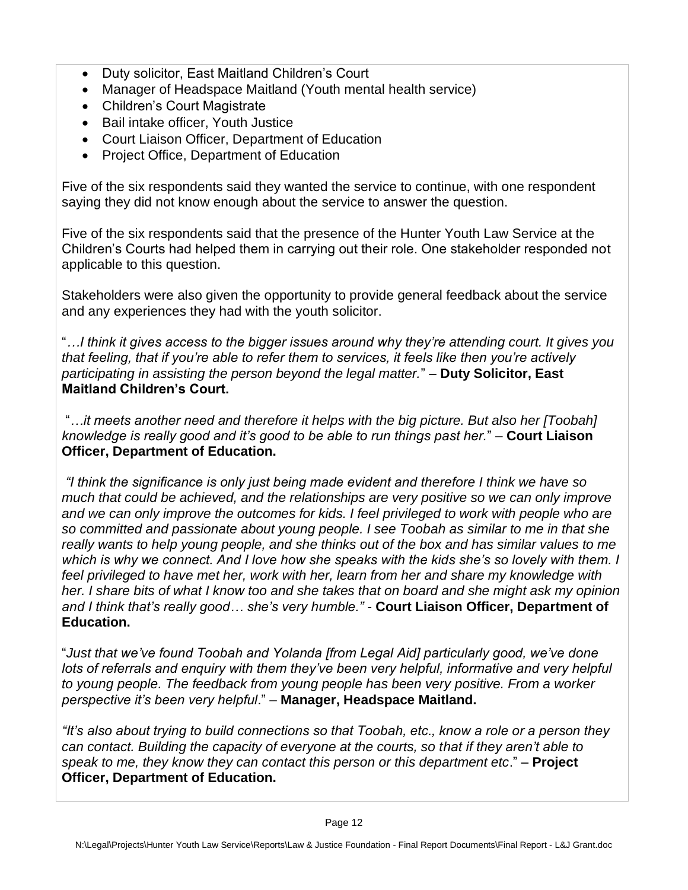- Duty solicitor, East Maitland Children's Court
- Manager of Headspace Maitland (Youth mental health service)
- Children's Court Magistrate
- Bail intake officer, Youth Justice
- Court Liaison Officer, Department of Education
- Project Office, Department of Education

Five of the six respondents said they wanted the service to continue, with one respondent saying they did not know enough about the service to answer the question.

Five of the six respondents said that the presence of the Hunter Youth Law Service at the Children's Courts had helped them in carrying out their role. One stakeholder responded not applicable to this question.

Stakeholders were also given the opportunity to provide general feedback about the service and any experiences they had with the youth solicitor.

"*…I think it gives access to the bigger issues around why they're attending court. It gives you that feeling, that if you're able to refer them to services, it feels like then you're actively participating in assisting the person beyond the legal matter.*" – **Duty Solicitor, East Maitland Children's Court.**

"*…it meets another need and therefore it helps with the big picture. But also her [Toobah] knowledge is really good and it's good to be able to run things past her.*" – **Court Liaison Officer, Department of Education.**

*"I think the significance is only just being made evident and therefore I think we have so much that could be achieved, and the relationships are very positive so we can only improve and we can only improve the outcomes for kids. I feel privileged to work with people who are so committed and passionate about young people. I see Toobah as similar to me in that she really wants to help young people, and she thinks out of the box and has similar values to me which is why we connect. And I love how she speaks with the kids she's so lovely with them. I feel privileged to have met her, work with her, learn from her and share my knowledge with her. I share bits of what I know too and she takes that on board and she might ask my opinion and I think that's really good… she's very humble."* - **Court Liaison Officer, Department of Education.**

"*Just that we've found Toobah and Yolanda [from Legal Aid] particularly good, we've done lots of referrals and enquiry with them they've been very helpful, informative and very helpful to young people. The feedback from young people has been very positive. From a worker perspective it's been very helpful*." – **Manager, Headspace Maitland.**

*"It's also about trying to build connections so that Toobah, etc., know a role or a person they can contact. Building the capacity of everyone at the courts, so that if they aren't able to speak to me, they know they can contact this person or this department etc*." – **Project Officer, Department of Education.**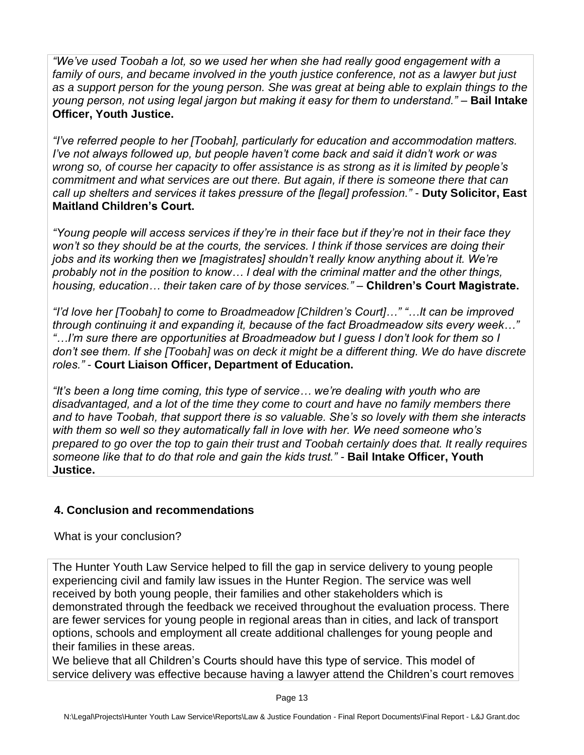*"We've used Toobah a lot, so we used her when she had really good engagement with a family of ours, and became involved in the youth justice conference, not as a lawyer but just as a support person for the young person. She was great at being able to explain things to the young person, not using legal jargon but making it easy for them to understand."* – **Bail Intake Officer, Youth Justice.**

*"I've referred people to her [Toobah], particularly for education and accommodation matters. I've not always followed up, but people haven't come back and said it didn't work or was wrong so, of course her capacity to offer assistance is as strong as it is limited by people's commitment and what services are out there. But again, if there is someone there that can call up shelters and services it takes pressure of the [legal] profession."* - **Duty Solicitor, East Maitland Children's Court.**

*"Young people will access services if they're in their face but if they're not in their face they won't so they should be at the courts, the services. I think if those services are doing their jobs and its working then we [magistrates] shouldn't really know anything about it. We're probably not in the position to know… I deal with the criminal matter and the other things, housing, education… their taken care of by those services."* – **Children's Court Magistrate.**

*"I'd love her [Toobah] to come to Broadmeadow [Children's Court]…" "…It can be improved through continuing it and expanding it, because of the fact Broadmeadow sits every week…" "…I'm sure there are opportunities at Broadmeadow but I guess I don't look for them so I don't see them. If she [Toobah] was on deck it might be a different thing. We do have discrete roles."* - **Court Liaison Officer, Department of Education.**

*"It's been a long time coming, this type of service… we're dealing with youth who are disadvantaged, and a lot of the time they come to court and have no family members there and to have Toobah, that support there is so valuable. She's so lovely with them she interacts with them so well so they automatically fall in love with her. We need someone who's prepared to go over the top to gain their trust and Toobah certainly does that. It really requires someone like that to do that role and gain the kids trust."* - **Bail Intake Officer, Youth Justice.**

## 4. Conclusion and recommendations

What is your conclusion?

The Hunter Youth Law Service helped to fill the gap in service delivery to young people experiencing civil and family law issues in the Hunter Region. The service was well received by both young people, their families and other stakeholders which is demonstrated through the feedback we received throughout the evaluation process. There are fewer services for young people in regional areas than in cities, and lack of transport options, schools and employment all create additional challenges for young people and their families in these areas.

We believe that all Children's Courts should have this type of service. This model of service delivery was effective because having a lawyer attend the Children's court removes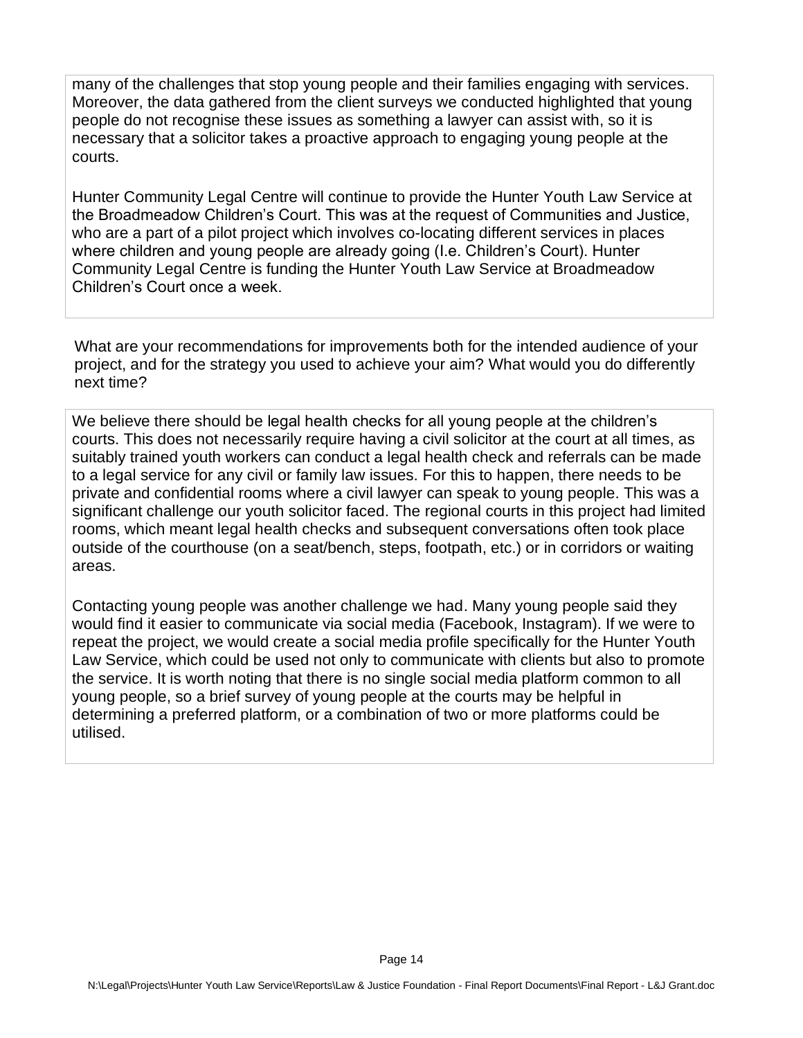many of the challenges that stop young people and their families engaging with services. Moreover, the data gathered from the client surveys we conducted highlighted that young people do not recognise these issues as something a lawyer can assist with, so it is necessary that a solicitor takes a proactive approach to engaging young people at the courts.

Hunter Community Legal Centre will continue to provide the Hunter Youth Law Service at the Broadmeadow Children's Court. This was at the request of Communities and Justice, who are a part of a pilot project which involves co-locating different services in places where children and young people are already going (I.e. Children's Court). Hunter Community Legal Centre is funding the Hunter Youth Law Service at Broadmeadow Children's Court once a week.

What are your recommendations for improvements both for the intended audience of your project, and for the strategy you used to achieve your aim? What would you do differently next time?

We believe there should be legal health checks for all young people at the children's courts. This does not necessarily require having a civil solicitor at the court at all times, as suitably trained youth workers can conduct a legal health check and referrals can be made to a legal service for any civil or family law issues. For this to happen, there needs to be private and confidential rooms where a civil lawyer can speak to young people. This was a significant challenge our youth solicitor faced. The regional courts in this project had limited rooms, which meant legal health checks and subsequent conversations often took place outside of the courthouse (on a seat/bench, steps, footpath, etc.) or in corridors or waiting areas.

Contacting young people was another challenge we had. Many young people said they would find it easier to communicate via social media (Facebook, Instagram). If we were to repeat the project, we would create a social media profile specifically for the Hunter Youth Law Service, which could be used not only to communicate with clients but also to promote the service. It is worth noting that there is no single social media platform common to all young people, so a brief survey of young people at the courts may be helpful in determining a preferred platform, or a combination of two or more platforms could be utilised.